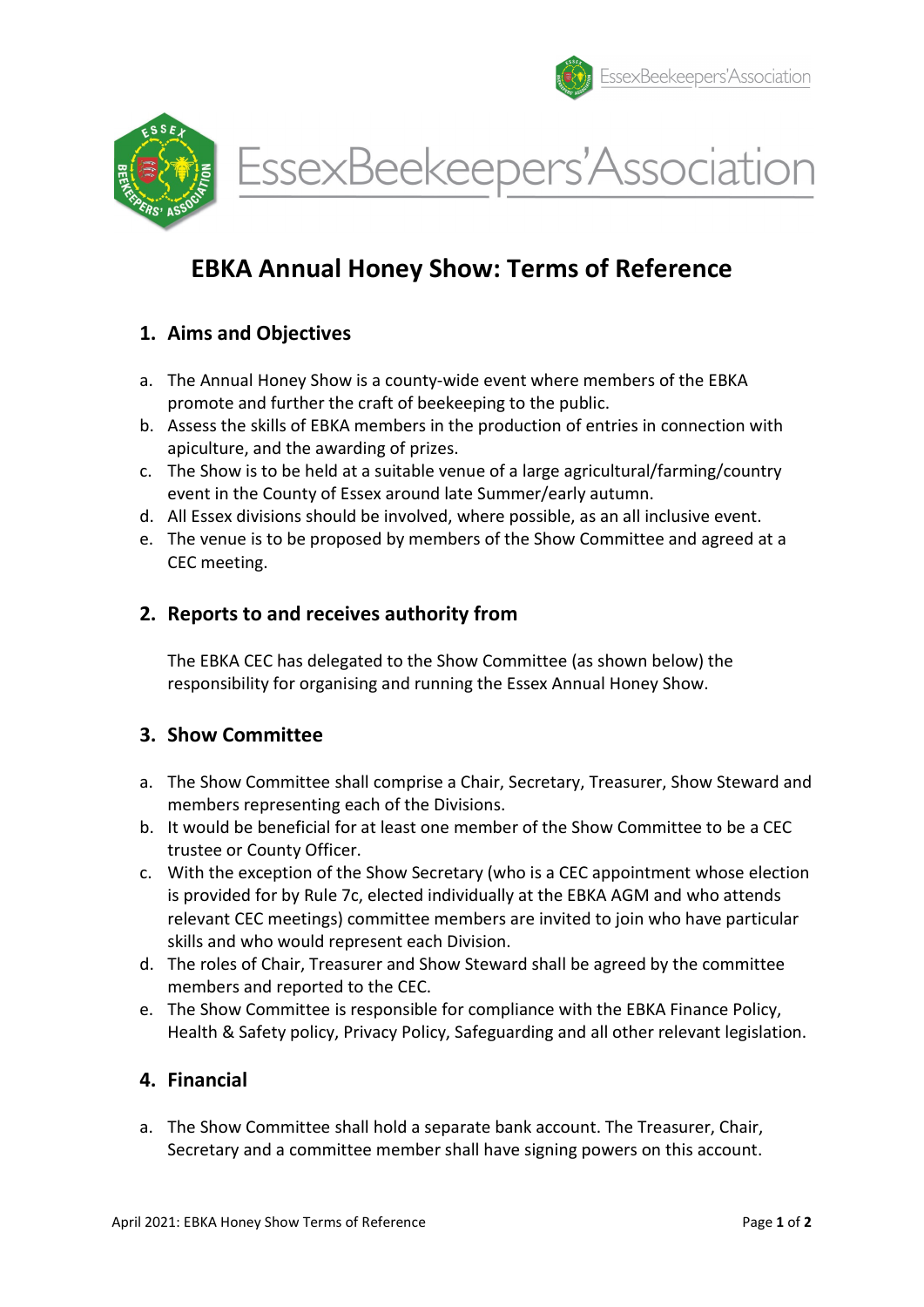# EBKA Annual Honey Show: Terms of Reference

## 1. Aims and Objectives

a. The Annual Honey Show is a county-wide event where members of the EBKA promote and further the craft of beekeeping to the public.
b. Assess the skills of EBKA members in the production of entries in connection with apiculture, and the awarding of prizes.
c. The Show is to be held at a suitable venue of a large agricultural/farming/country event in the County of Essex around late Summer/early autumn.
d. All Essex divisions should be involved, where possible, as an all inclusive event.
e. The venue is to be proposed by members of the Show Committee and agreed at a CEC meeting.

## 2. Reports to and receives authority from

The EBKA CEC has delegated to the Show Committee (as shown below) the responsibility for organising and running the Essex Annual Honey Show.

## 3. Show Committee

a. The Show Committee shall comprise a Chair, Secretary, Treasurer, Show Steward and members representing each of the Divisions.
b. It would be beneficial for at least one member of the Show Committee to be a CEC trustee or County Officer.
c. With the exception of the Show Secretary (who is a CEC appointment whose election is provided for by Rule 7c, elected individually at the EBKA AGM and who attends relevant CEC meetings) committee members are invited to join who have particular skills and who would represent each Division.
d. The roles of Chair, Treasurer and Show Steward shall be agreed by the committee members and reported to the CEC.
e. The Show Committee is responsible for compliance with the EBKA Finance Policy, Health & Safety policy, Privacy Policy, Safeguarding and all other relevant legislation.

## 4. Financial

a. The Show Committee shall hold a separate bank account. The Treasurer, Chair, Secretary and a committee member shall have signing powers on this account.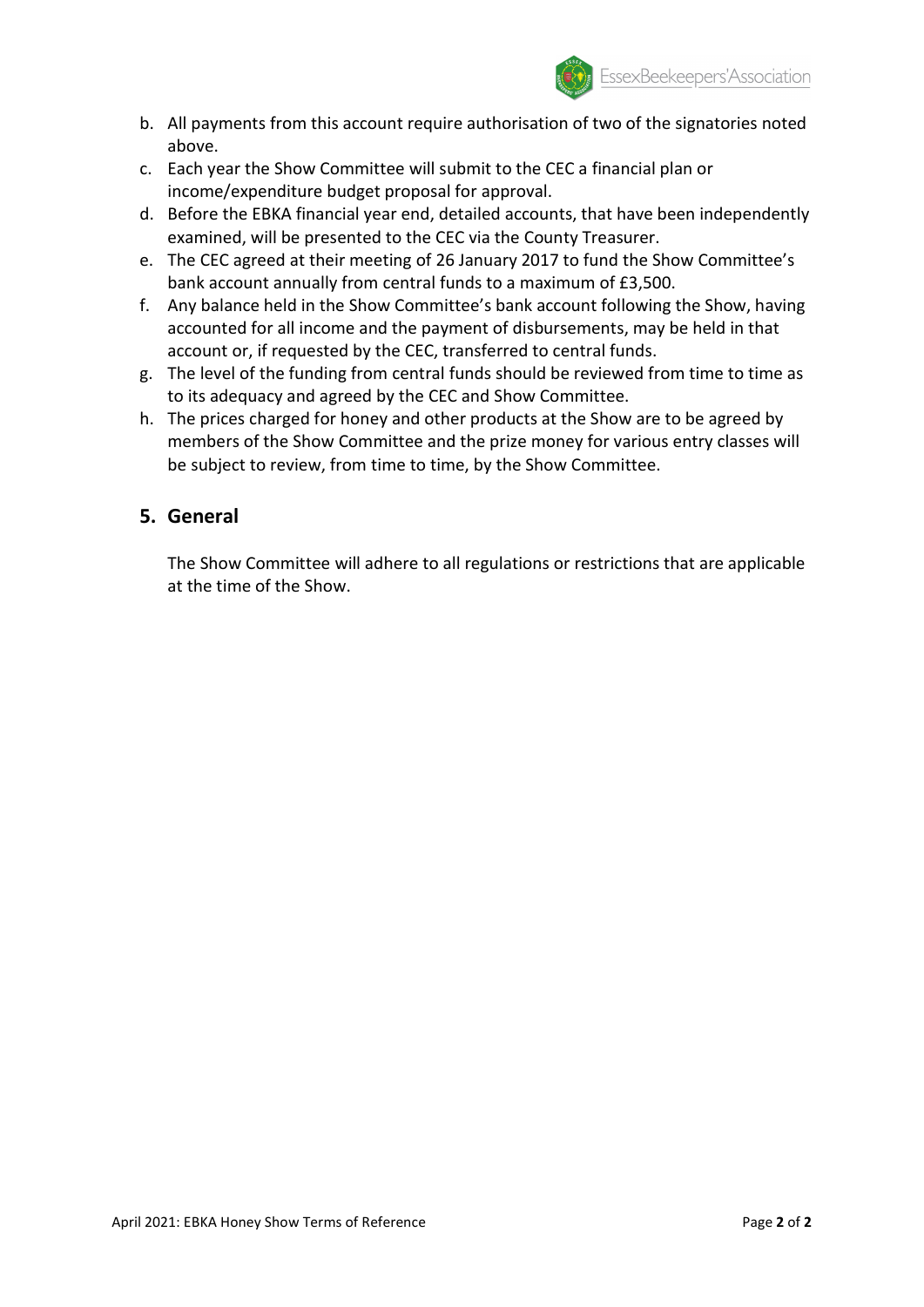b. All payments from this account require authorisation of two of the signatories noted above.
c. Each year the Show Committee will submit to the CEC a financial plan or income/expenditure budget proposal for approval.
d. Before the EBKA financial year end, detailed accounts, that have been independently examined, will be presented to the CEC via the County Treasurer.
e. The CEC agreed at their meeting of 26 January 2017 to fund the Show Committee's bank account annually from central funds to a maximum of £3,500.
f. Any balance held in the Show Committee's bank account following the Show, having accounted for all income and the payment of disbursements, may be held in that account or, if requested by the CEC, transferred to central funds.
g. The level of the funding from central funds should be reviewed from time to time as to its adequacy and agreed by the CEC and Show Committee.
h. The prices charged for honey and other products at the Show are to be agreed by members of the Show Committee and the prize money for various entry classes will be subject to review, from time to time, by the Show Committee.

## 5. General

The Show Committee will adhere to all regulations or restrictions that are applicable at the time of the Show.